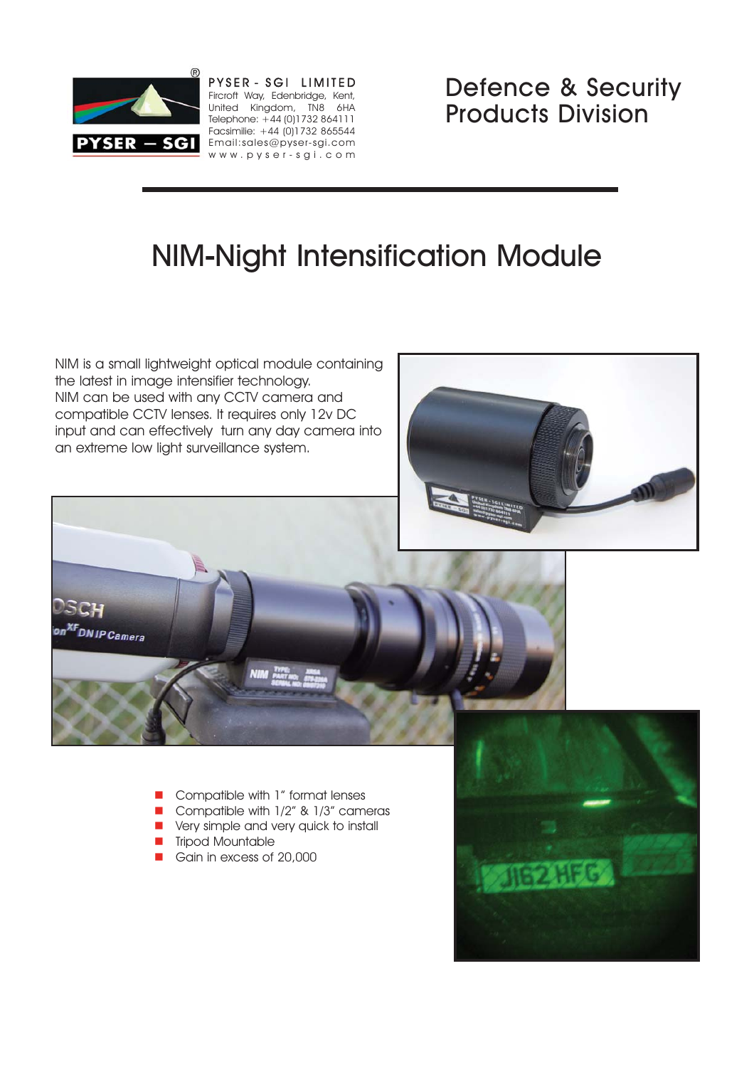PYSER - SGI LIMITED
Fircroft Way, Edenbridge, Kent,
United Kingdom, TN8 6HA
Telephone: +44 (0)1732 864111
Facsimilie: +44 (0)1732 865544
Email:sales@pyser-sgi.com
www.pyser-sgi.com

# Defence & Security Products Division

# NIM-Night Intensification Module

NIM is a small lightweight optical module containing the latest in image intensifier technology.
NIM can be used with any CCTV camera and compatible CCTV lenses. It requires only 12v DC input and can effectively turn any day camera into an extreme low light surveillance system.

- Compatible with 1" format lenses
- Compatible with 1/2" & 1/3" cameras
- Very simple and very quick to install
- Tripod Mountable
- Gain in excess of 20,000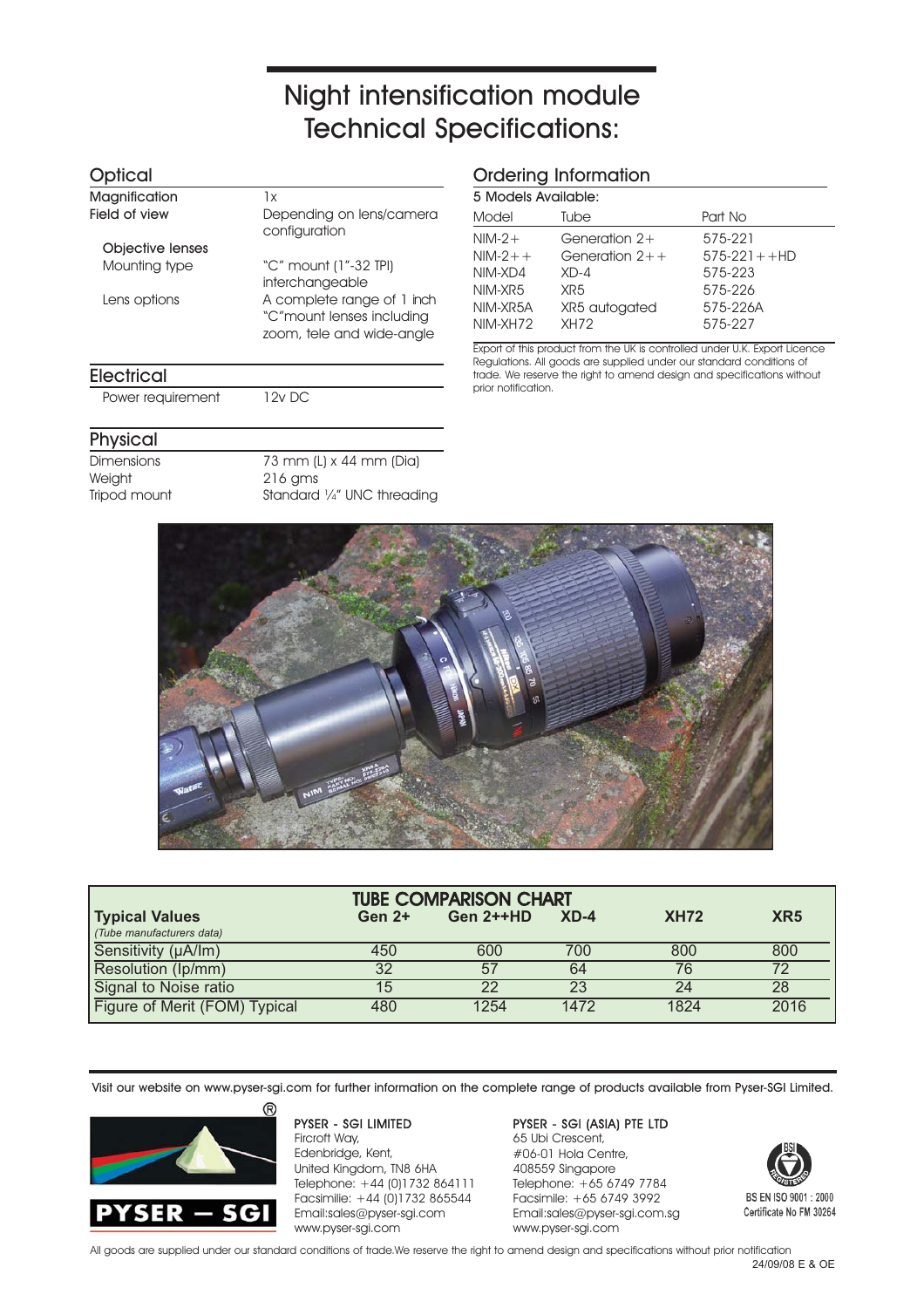# Night intensification module Technical Specifications:

## Optical

| | |
|---|---|
| Magnification | 1x |
| Field of view | Depending on lens/camera configuration |
| **Objective lenses** | |
| Mounting type | "C" mount (1"-32 TPI) interchangeable |
| Lens options | A complete range of 1 inch "C"mount lenses including zoom, tele and wide-angle |

## Electrical

| | |
|---|---|
| Power requirement | 12v DC |

## Physical

| | |
|---|---|
| Dimensions | 73 mm (L) x 44 mm (Dia) |
| Weight | 216 gms |
| Tripod mount | Standard ¼" UNC threading |

## Ordering Information

5 Models Available:

| Model | Tube | Part No |
|---|---|---|
| NIM-2+ | Generation 2+ | 575-221 |
| NIM-2++ | Generation 2++ | 575-221++HD |
| NIM-XD4 | XD-4 | 575-223 |
| NIM-XR5 | XR5 | 575-226 |
| NIM-XR5A | XR5 autogated | 575-226A |
| NIM-XH72 | XH72 | 575-227 |

Export of this product from the UK is controlled under U.K. Export Licence Regulations. All goods are supplied under our standard conditions of trade. We reserve the right to amend design and specifications without prior notification.

## TUBE COMPARISON CHART

| **Typical Values** *(Tube manufacturers data)* | **Gen 2+** | **Gen 2++HD** | **XD-4** | **XH72** | **XR5** |
|---|---|---|---|---|---|
| Sensitivity (µA/lm) | 450 | 600 | 700 | 800 | 800 |
| Resolution (lp/mm) | 32 | 57 | 64 | 76 | 72 |
| Signal to Noise ratio | 15 | 22 | 23 | 24 | 28 |
| Figure of Merit (FOM) Typical | 480 | 1254 | 1472 | 1824 | 2016 |

Visit our website on www.pyser-sgi.com for further information on the complete range of products available from Pyser-SGI Limited.

PYSER – SGI

**PYSER - SGI LIMITED**
Fircroft Way,
Edenbridge, Kent,
United Kingdom, TN8 6HA
Telephone: +44 (0)1732 864111
Facsimilie: +44 (0)1732 865544
Email:sales@pyser-sgi.com
www.pyser-sgi.com

**PYSER - SGI (ASIA) PTE LTD**
65 Ubi Crescent,
#06-01 Hola Centre,
408559 Singapore
Telephone: +65 6749 7784
Facsimile: +65 6749 3992
Email:sales@pyser-sgi.com.sg
www.pyser-sgi.com

BS EN ISO 9001 : 2000
Certificate No FM 30254

All goods are supplied under our standard conditions of trade.We reserve the right to amend design and specifications without prior notification

24/09/08 E & OE